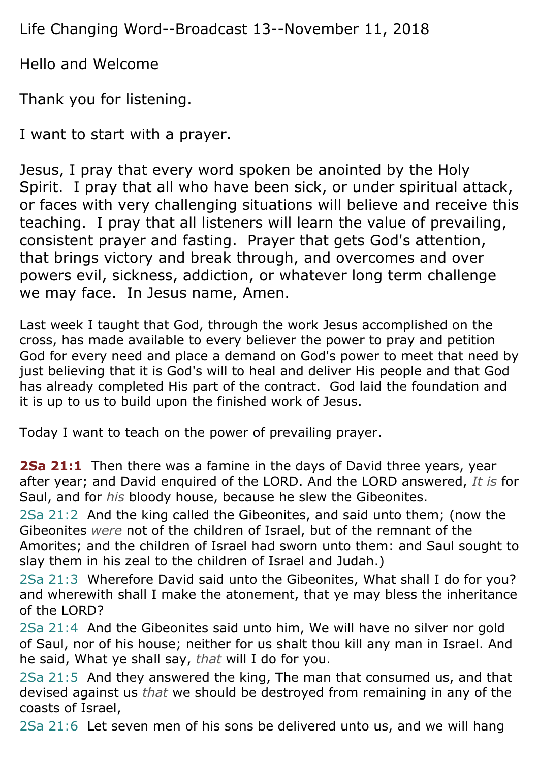Life Changing Word--Broadcast 13--November 11, 2018

Hello and Welcome

Thank you for listening.

I want to start with a prayer.

Jesus, I pray that every word spoken be anointed by the Holy Spirit. I pray that all who have been sick, or under spiritual attack, or faces with very challenging situations will believe and receive this teaching. I pray that all listeners will learn the value of prevailing, consistent prayer and fasting. Prayer that gets God's attention, that brings victory and break through, and overcomes and over powers evil, sickness, addiction, or whatever long term challenge we may face. In Jesus name, Amen.

Last week I taught that God, through the work Jesus accomplished on the cross, has made available to every believer the power to pray and petition God for every need and place a demand on God's power to meet that need by just believing that it is God's will to heal and deliver His people and that God has already completed His part of the contract. God laid the foundation and it is up to us to build upon the finished work of Jesus.

Today I want to teach on the power of prevailing prayer.

**2Sa 21:1** Then there was a famine in the days of David three years, year after year; and David enquired of the LORD. And the LORD answered, *It is* for Saul, and for *his* bloody house, because he slew the Gibeonites.
2Sa 21:2 And the king called the Gibeonites, and said unto them; (now the Gibeonites *were* not of the children of Israel, but of the remnant of the Amorites; and the children of Israel had sworn unto them: and Saul sought to slay them in his zeal to the children of Israel and Judah.)
2Sa 21:3 Wherefore David said unto the Gibeonites, What shall I do for you? and wherewith shall I make the atonement, that ye may bless the inheritance of the LORD?
2Sa 21:4 And the Gibeonites said unto him, We will have no silver nor gold of Saul, nor of his house; neither for us shalt thou kill any man in Israel. And he said, What ye shall say, *that* will I do for you.
2Sa 21:5 And they answered the king, The man that consumed us, and that devised against us *that* we should be destroyed from remaining in any of the coasts of Israel,
2Sa 21:6 Let seven men of his sons be delivered unto us, and we will hang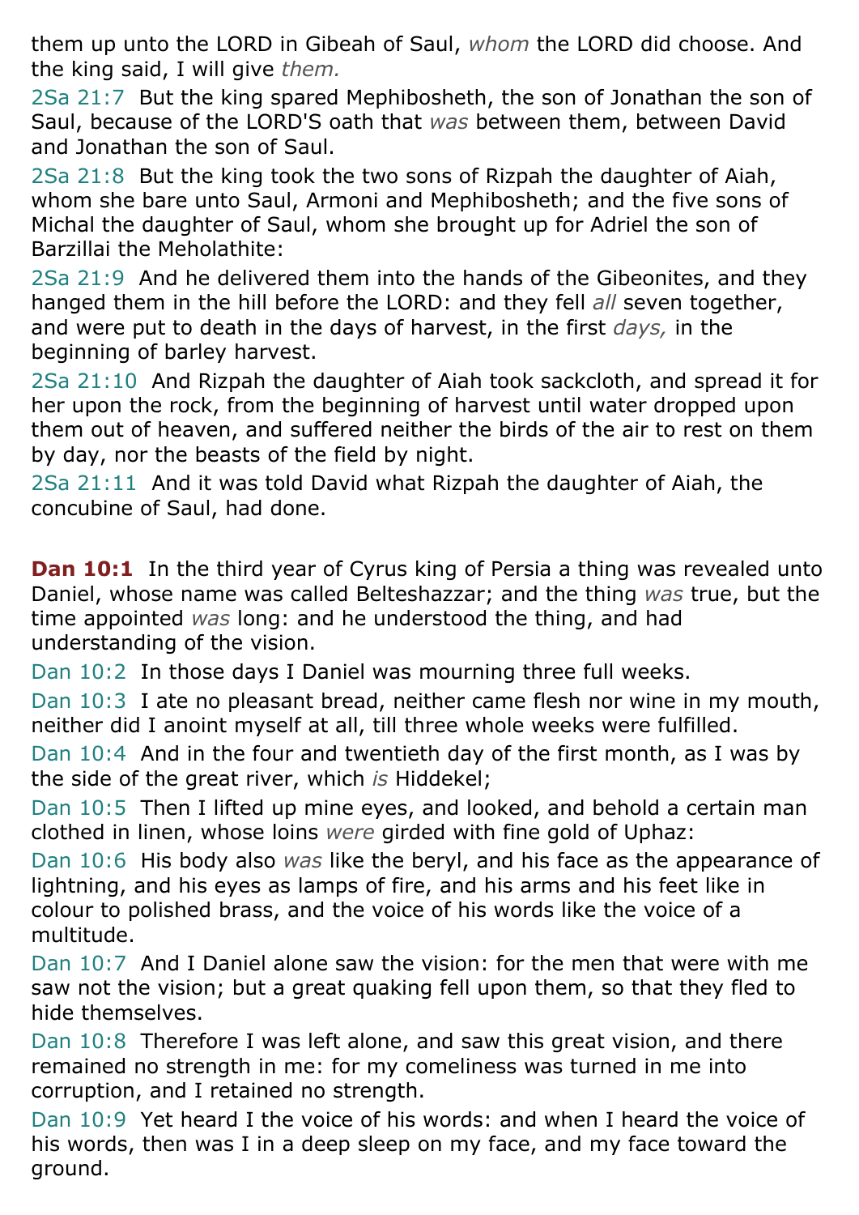them up unto the LORD in Gibeah of Saul, *whom* the LORD did choose. And the king said, I will give *them.*

2Sa 21:7 But the king spared Mephibosheth, the son of Jonathan the son of Saul, because of the LORD'S oath that *was* between them, between David and Jonathan the son of Saul.

2Sa 21:8 But the king took the two sons of Rizpah the daughter of Aiah, whom she bare unto Saul, Armoni and Mephibosheth; and the five sons of Michal the daughter of Saul, whom she brought up for Adriel the son of Barzillai the Meholathite:

2Sa 21:9 And he delivered them into the hands of the Gibeonites, and they hanged them in the hill before the LORD: and they fell *all* seven together, and were put to death in the days of harvest, in the first *days,* in the beginning of barley harvest.

2Sa 21:10 And Rizpah the daughter of Aiah took sackcloth, and spread it for her upon the rock, from the beginning of harvest until water dropped upon them out of heaven, and suffered neither the birds of the air to rest on them by day, nor the beasts of the field by night.

2Sa 21:11 And it was told David what Rizpah the daughter of Aiah, the concubine of Saul, had done.

**Dan 10:1** In the third year of Cyrus king of Persia a thing was revealed unto Daniel, whose name was called Belteshazzar; and the thing *was* true, but the time appointed *was* long: and he understood the thing, and had understanding of the vision.

Dan 10:2 In those days I Daniel was mourning three full weeks.

Dan 10:3 I ate no pleasant bread, neither came flesh nor wine in my mouth, neither did I anoint myself at all, till three whole weeks were fulfilled.

Dan 10:4 And in the four and twentieth day of the first month, as I was by the side of the great river, which *is* Hiddekel;

Dan 10:5 Then I lifted up mine eyes, and looked, and behold a certain man clothed in linen, whose loins *were* girded with fine gold of Uphaz:

Dan 10:6 His body also *was* like the beryl, and his face as the appearance of lightning, and his eyes as lamps of fire, and his arms and his feet like in colour to polished brass, and the voice of his words like the voice of a multitude.

Dan 10:7 And I Daniel alone saw the vision: for the men that were with me saw not the vision; but a great quaking fell upon them, so that they fled to hide themselves.

Dan 10:8 Therefore I was left alone, and saw this great vision, and there remained no strength in me: for my comeliness was turned in me into corruption, and I retained no strength.

Dan 10:9 Yet heard I the voice of his words: and when I heard the voice of his words, then was I in a deep sleep on my face, and my face toward the ground.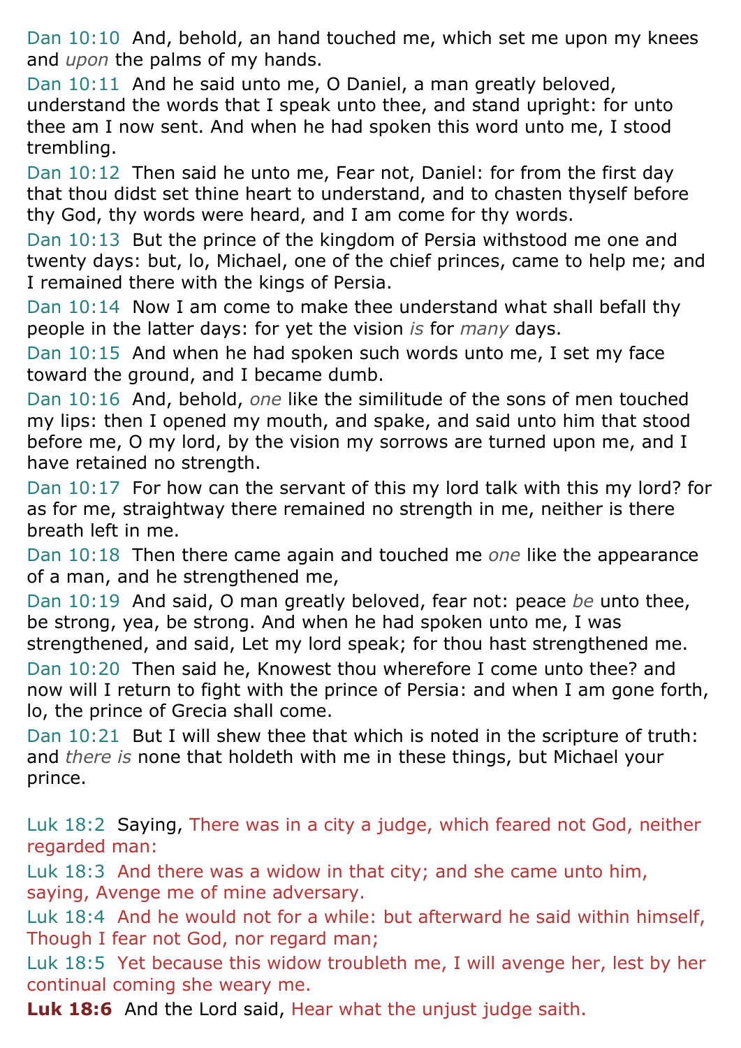Dan 10:10 And, behold, an hand touched me, which set me upon my knees and *upon* the palms of my hands.

Dan 10:11 And he said unto me, O Daniel, a man greatly beloved, understand the words that I speak unto thee, and stand upright: for unto thee am I now sent. And when he had spoken this word unto me, I stood trembling.

Dan 10:12 Then said he unto me, Fear not, Daniel: for from the first day that thou didst set thine heart to understand, and to chasten thyself before thy God, thy words were heard, and I am come for thy words.

Dan 10:13 But the prince of the kingdom of Persia withstood me one and twenty days: but, lo, Michael, one of the chief princes, came to help me; and I remained there with the kings of Persia.

Dan 10:14 Now I am come to make thee understand what shall befall thy people in the latter days: for yet the vision *is* for *many* days.

Dan 10:15 And when he had spoken such words unto me, I set my face toward the ground, and I became dumb.

Dan 10:16 And, behold, *one* like the similitude of the sons of men touched my lips: then I opened my mouth, and spake, and said unto him that stood before me, O my lord, by the vision my sorrows are turned upon me, and I have retained no strength.

Dan 10:17 For how can the servant of this my lord talk with this my lord? for as for me, straightway there remained no strength in me, neither is there breath left in me.

Dan 10:18 Then there came again and touched me *one* like the appearance of a man, and he strengthened me,

Dan 10:19 And said, O man greatly beloved, fear not: peace *be* unto thee, be strong, yea, be strong. And when he had spoken unto me, I was strengthened, and said, Let my lord speak; for thou hast strengthened me.

Dan 10:20 Then said he, Knowest thou wherefore I come unto thee? and now will I return to fight with the prince of Persia: and when I am gone forth, lo, the prince of Grecia shall come.

Dan 10:21 But I will shew thee that which is noted in the scripture of truth: and *there is* none that holdeth with me in these things, but Michael your prince.

Luk 18:2 Saying, There was in a city a judge, which feared not God, neither regarded man:

Luk 18:3 And there was a widow in that city; and she came unto him, saying, Avenge me of mine adversary.

Luk 18:4 And he would not for a while: but afterward he said within himself, Though I fear not God, nor regard man;

Luk 18:5 Yet because this widow troubleth me, I will avenge her, lest by her continual coming she weary me.

**Luk 18:6** And the Lord said, Hear what the unjust judge saith.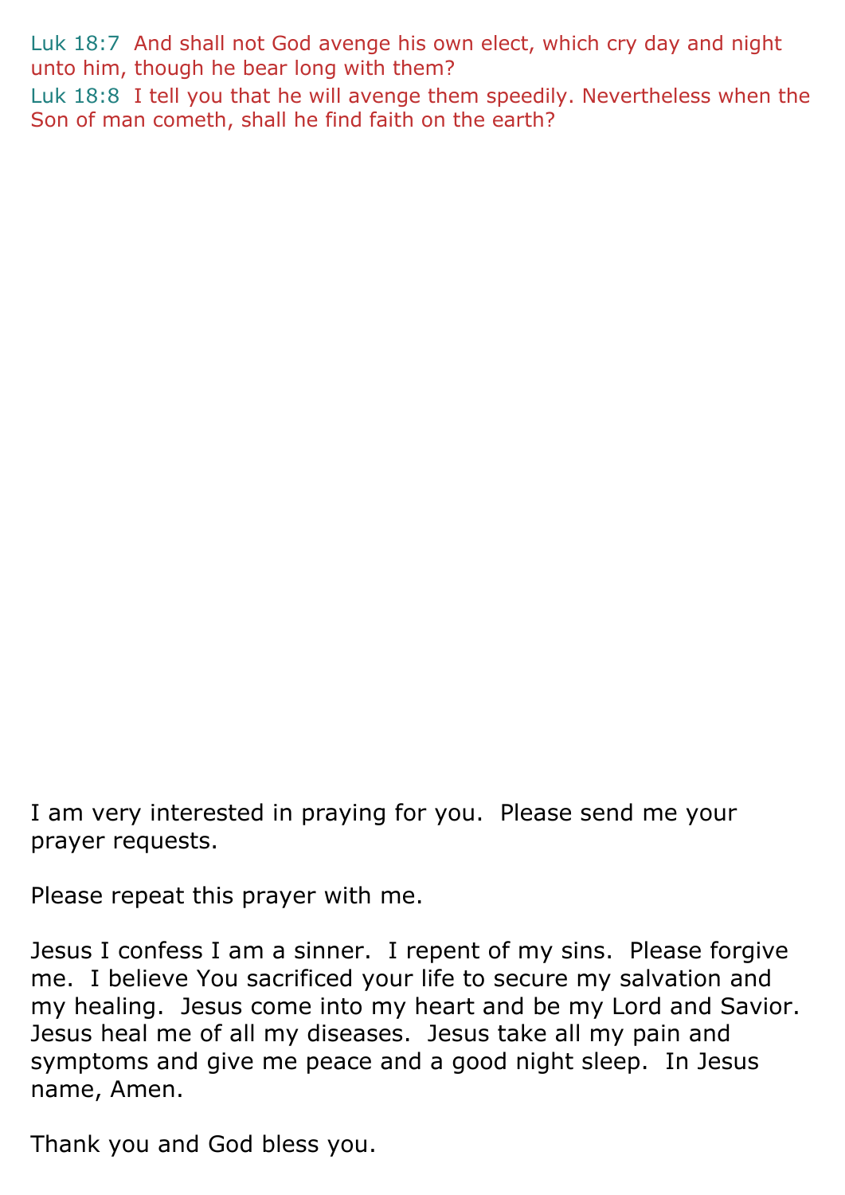Luk 18:7 And shall not God avenge his own elect, which cry day and night unto him, though he bear long with them?

Luk 18:8 I tell you that he will avenge them speedily. Nevertheless when the Son of man cometh, shall he find faith on the earth?

I am very interested in praying for you. Please send me your prayer requests.

Please repeat this prayer with me.

Jesus I confess I am a sinner. I repent of my sins. Please forgive me. I believe You sacrificed your life to secure my salvation and my healing. Jesus come into my heart and be my Lord and Savior. Jesus heal me of all my diseases. Jesus take all my pain and symptoms and give me peace and a good night sleep. In Jesus name, Amen.

Thank you and God bless you.